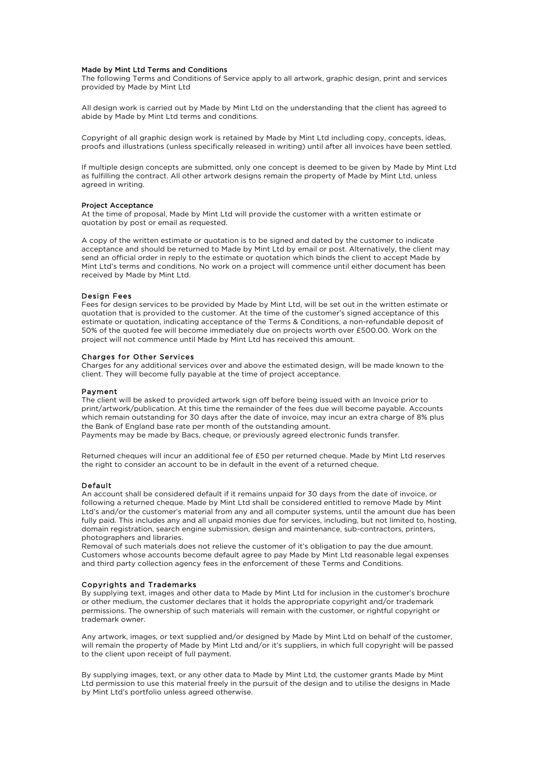## Made by Mint Ltd Terms and Conditions

The following Terms and Conditions of Service apply to all artwork, graphic design, print and services provided by Made by Mint Ltd

All design work is carried out by Made by Mint Ltd on the understanding that the client has agreed to abide by Made by Mint Ltd terms and conditions.

Copyright of all graphic design work is retained by Made by Mint Ltd including copy, concepts, ideas, proofs and illustrations (unless specifically released in writing) until after all invoices have been settled.

If multiple design concepts are submitted, only one concept is deemed to be given by Made by Mint Ltd as fulfilling the contract. All other artwork designs remain the property of Made by Mint Ltd, unless agreed in writing.

### Project Acceptance

At the time of proposal, Made by Mint Ltd will provide the customer with a written estimate or quotation by post or email as requested.

A copy of the written estimate or quotation is to be signed and dated by the customer to indicate acceptance and should be returned to Made by Mint Ltd by email or post. Alternatively, the client may send an official order in reply to the estimate or quotation which binds the client to accept Made by Mint Ltd's terms and conditions. No work on a project will commence until either document has been received by Made by Mint Ltd.

### Design Fees

Fees for design services to be provided by Made by Mint Ltd, will be set out in the written estimate or quotation that is provided to the customer. At the time of the customer's signed acceptance of this estimate or quotation, indicating acceptance of the Terms & Conditions, a non-refundable deposit of 50% of the quoted fee will become immediately due on projects worth over £500.00. Work on the project will not commence until Made by Mint Ltd has received this amount.

### Charges for Other Services

Charges for any additional services over and above the estimated design, will be made known to the client. They will become fully payable at the time of project acceptance.

### Payment

The client will be asked to provided artwork sign off before being issued with an Invoice prior to print/artwork/publication. At this time the remainder of the fees due will become payable. Accounts which remain outstanding for 30 days after the date of invoice, may incur an extra charge of 8% plus the Bank of England base rate per month of the outstanding amount.
Payments may be made by Bacs, cheque, or previously agreed electronic funds transfer.

Returned cheques will incur an additional fee of £50 per returned cheque. Made by Mint Ltd reserves the right to consider an account to be in default in the event of a returned cheque.

### Default

An account shall be considered default if it remains unpaid for 30 days from the date of invoice, or following a returned cheque. Made by Mint Ltd shall be considered entitled to remove Made by Mint Ltd's and/or the customer's material from any and all computer systems, until the amount due has been fully paid. This includes any and all unpaid monies due for services, including, but not limited to, hosting, domain registration, search engine submission, design and maintenance, sub-contractors, printers, photographers and libraries.
Removal of such materials does not relieve the customer of it's obligation to pay the due amount. Customers whose accounts become default agree to pay Made by Mint Ltd reasonable legal expenses and third party collection agency fees in the enforcement of these Terms and Conditions.

### Copyrights and Trademarks

By supplying text, images and other data to Made by Mint Ltd for inclusion in the customer's brochure or other medium, the customer declares that it holds the appropriate copyright and/or trademark permissions. The ownership of such materials will remain with the customer, or rightful copyright or trademark owner.

Any artwork, images, or text supplied and/or designed by Made by Mint Ltd on behalf of the customer, will remain the property of Made by Mint Ltd and/or it's suppliers, in which full copyright will be passed to the client upon receipt of full payment.

By supplying images, text, or any other data to Made by Mint Ltd, the customer grants Made by Mint Ltd permission to use this material freely in the pursuit of the design and to utilise the designs in Made by Mint Ltd's portfolio unless agreed otherwise.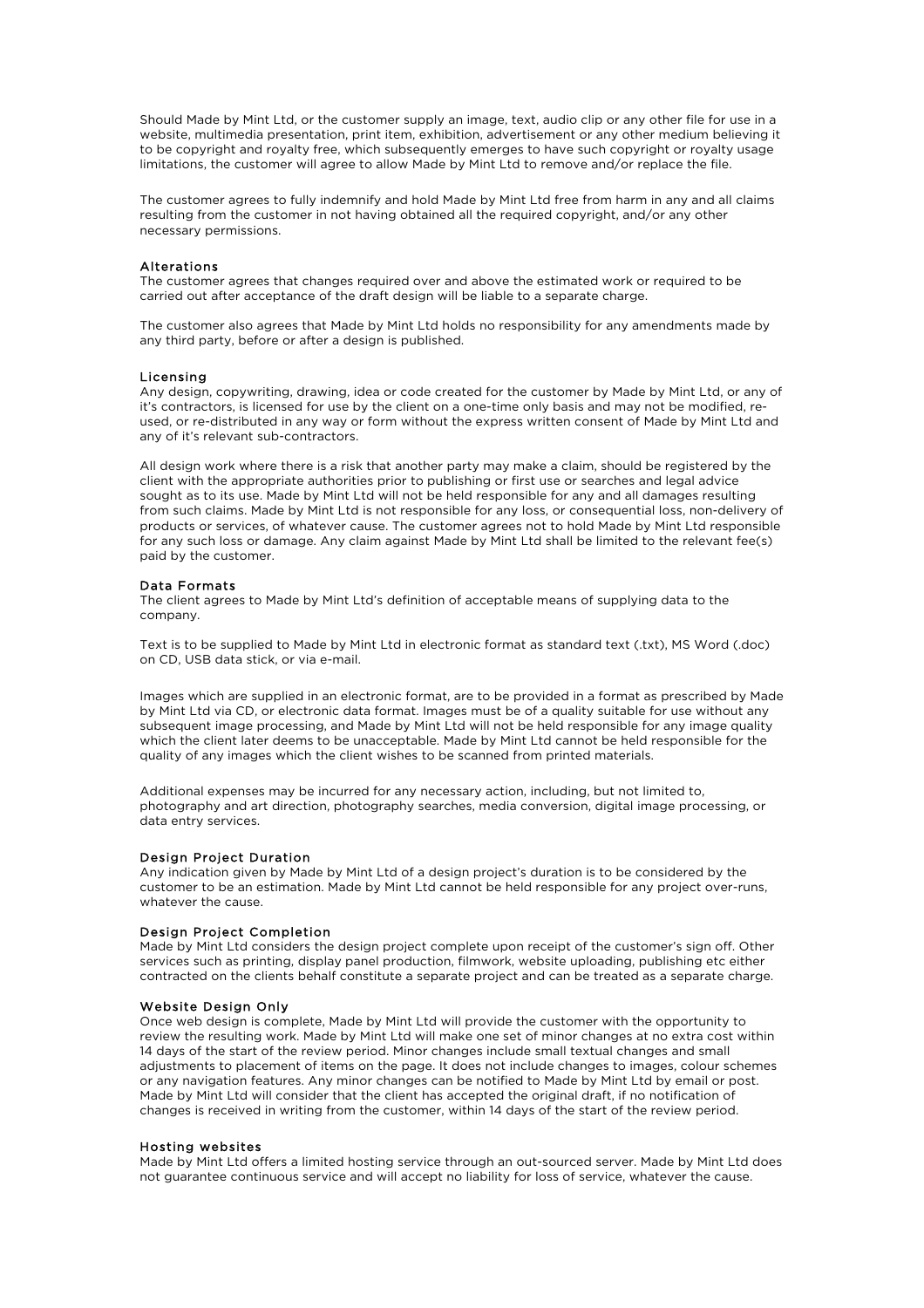Should Made by Mint Ltd, or the customer supply an image, text, audio clip or any other file for use in a website, multimedia presentation, print item, exhibition, advertisement or any other medium believing it to be copyright and royalty free, which subsequently emerges to have such copyright or royalty usage limitations, the customer will agree to allow Made by Mint Ltd to remove and/or replace the file.

The customer agrees to fully indemnify and hold Made by Mint Ltd free from harm in any and all claims resulting from the customer in not having obtained all the required copyright, and/or any other necessary permissions.

### Alterations

The customer agrees that changes required over and above the estimated work or required to be carried out after acceptance of the draft design will be liable to a separate charge.

The customer also agrees that Made by Mint Ltd holds no responsibility for any amendments made by any third party, before or after a design is published.

### Licensing

Any design, copywriting, drawing, idea or code created for the customer by Made by Mint Ltd, or any of it's contractors, is licensed for use by the client on a one-time only basis and may not be modified, re-used, or re-distributed in any way or form without the express written consent of Made by Mint Ltd and any of it's relevant sub-contractors.

All design work where there is a risk that another party may make a claim, should be registered by the client with the appropriate authorities prior to publishing or first use or searches and legal advice sought as to its use. Made by Mint Ltd will not be held responsible for any and all damages resulting from such claims. Made by Mint Ltd is not responsible for any loss, or consequential loss, non-delivery of products or services, of whatever cause. The customer agrees not to hold Made by Mint Ltd responsible for any such loss or damage. Any claim against Made by Mint Ltd shall be limited to the relevant fee(s) paid by the customer.

### Data Formats

The client agrees to Made by Mint Ltd's definition of acceptable means of supplying data to the company.

Text is to be supplied to Made by Mint Ltd in electronic format as standard text (.txt), MS Word (.doc) on CD, USB data stick, or via e-mail.

Images which are supplied in an electronic format, are to be provided in a format as prescribed by Made by Mint Ltd via CD, or electronic data format. Images must be of a quality suitable for use without any subsequent image processing, and Made by Mint Ltd will not be held responsible for any image quality which the client later deems to be unacceptable. Made by Mint Ltd cannot be held responsible for the quality of any images which the client wishes to be scanned from printed materials.

Additional expenses may be incurred for any necessary action, including, but not limited to, photography and art direction, photography searches, media conversion, digital image processing, or data entry services.

### Design Project Duration

Any indication given by Made by Mint Ltd of a design project's duration is to be considered by the customer to be an estimation. Made by Mint Ltd cannot be held responsible for any project over-runs, whatever the cause.

### Design Project Completion

Made by Mint Ltd considers the design project complete upon receipt of the customer's sign off. Other services such as printing, display panel production, filmwork, website uploading, publishing etc either contracted on the clients behalf constitute a separate project and can be treated as a separate charge.

### Website Design Only

Once web design is complete, Made by Mint Ltd will provide the customer with the opportunity to review the resulting work. Made by Mint Ltd will make one set of minor changes at no extra cost within 14 days of the start of the review period. Minor changes include small textual changes and small adjustments to placement of items on the page. It does not include changes to images, colour schemes or any navigation features. Any minor changes can be notified to Made by Mint Ltd by email or post. Made by Mint Ltd will consider that the client has accepted the original draft, if no notification of changes is received in writing from the customer, within 14 days of the start of the review period.

### Hosting websites

Made by Mint Ltd offers a limited hosting service through an out-sourced server. Made by Mint Ltd does not guarantee continuous service and will accept no liability for loss of service, whatever the cause.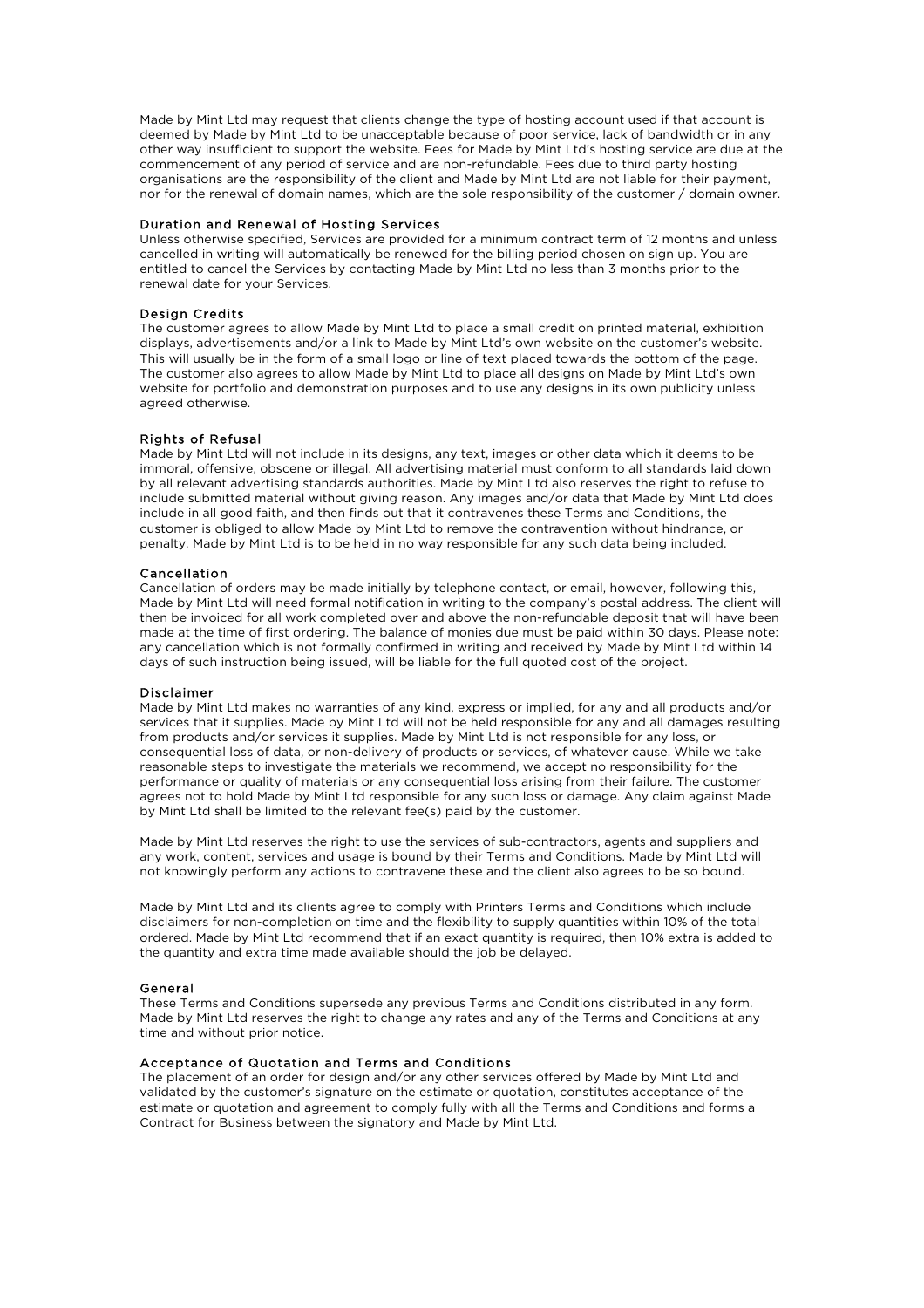Made by Mint Ltd may request that clients change the type of hosting account used if that account is deemed by Made by Mint Ltd to be unacceptable because of poor service, lack of bandwidth or in any other way insufficient to support the website. Fees for Made by Mint Ltd's hosting service are due at the commencement of any period of service and are non-refundable. Fees due to third party hosting organisations are the responsibility of the client and Made by Mint Ltd are not liable for their payment, nor for the renewal of domain names, which are the sole responsibility of the customer / domain owner.

## Duration and Renewal of Hosting Services

Unless otherwise specified, Services are provided for a minimum contract term of 12 months and unless cancelled in writing will automatically be renewed for the billing period chosen on sign up. You are entitled to cancel the Services by contacting Made by Mint Ltd no less than 3 months prior to the renewal date for your Services.

## Design Credits

The customer agrees to allow Made by Mint Ltd to place a small credit on printed material, exhibition displays, advertisements and/or a link to Made by Mint Ltd's own website on the customer's website. This will usually be in the form of a small logo or line of text placed towards the bottom of the page. The customer also agrees to allow Made by Mint Ltd to place all designs on Made by Mint Ltd's own website for portfolio and demonstration purposes and to use any designs in its own publicity unless agreed otherwise.

## Rights of Refusal

Made by Mint Ltd will not include in its designs, any text, images or other data which it deems to be immoral, offensive, obscene or illegal. All advertising material must conform to all standards laid down by all relevant advertising standards authorities. Made by Mint Ltd also reserves the right to refuse to include submitted material without giving reason. Any images and/or data that Made by Mint Ltd does include in all good faith, and then finds out that it contravenes these Terms and Conditions, the customer is obliged to allow Made by Mint Ltd to remove the contravention without hindrance, or penalty. Made by Mint Ltd is to be held in no way responsible for any such data being included.

## Cancellation

Cancellation of orders may be made initially by telephone contact, or email, however, following this, Made by Mint Ltd will need formal notification in writing to the company's postal address. The client will then be invoiced for all work completed over and above the non-refundable deposit that will have been made at the time of first ordering. The balance of monies due must be paid within 30 days. Please note: any cancellation which is not formally confirmed in writing and received by Made by Mint Ltd within 14 days of such instruction being issued, will be liable for the full quoted cost of the project.

## Disclaimer

Made by Mint Ltd makes no warranties of any kind, express or implied, for any and all products and/or services that it supplies. Made by Mint Ltd will not be held responsible for any and all damages resulting from products and/or services it supplies. Made by Mint Ltd is not responsible for any loss, or consequential loss of data, or non-delivery of products or services, of whatever cause. While we take reasonable steps to investigate the materials we recommend, we accept no responsibility for the performance or quality of materials or any consequential loss arising from their failure. The customer agrees not to hold Made by Mint Ltd responsible for any such loss or damage. Any claim against Made by Mint Ltd shall be limited to the relevant fee(s) paid by the customer.

Made by Mint Ltd reserves the right to use the services of sub-contractors, agents and suppliers and any work, content, services and usage is bound by their Terms and Conditions. Made by Mint Ltd will not knowingly perform any actions to contravene these and the client also agrees to be so bound.

Made by Mint Ltd and its clients agree to comply with Printers Terms and Conditions which include disclaimers for non-completion on time and the flexibility to supply quantities within 10% of the total ordered. Made by Mint Ltd recommend that if an exact quantity is required, then 10% extra is added to the quantity and extra time made available should the job be delayed.

## General

These Terms and Conditions supersede any previous Terms and Conditions distributed in any form. Made by Mint Ltd reserves the right to change any rates and any of the Terms and Conditions at any time and without prior notice.

## Acceptance of Quotation and Terms and Conditions

The placement of an order for design and/or any other services offered by Made by Mint Ltd and validated by the customer's signature on the estimate or quotation, constitutes acceptance of the estimate or quotation and agreement to comply fully with all the Terms and Conditions and forms a Contract for Business between the signatory and Made by Mint Ltd.